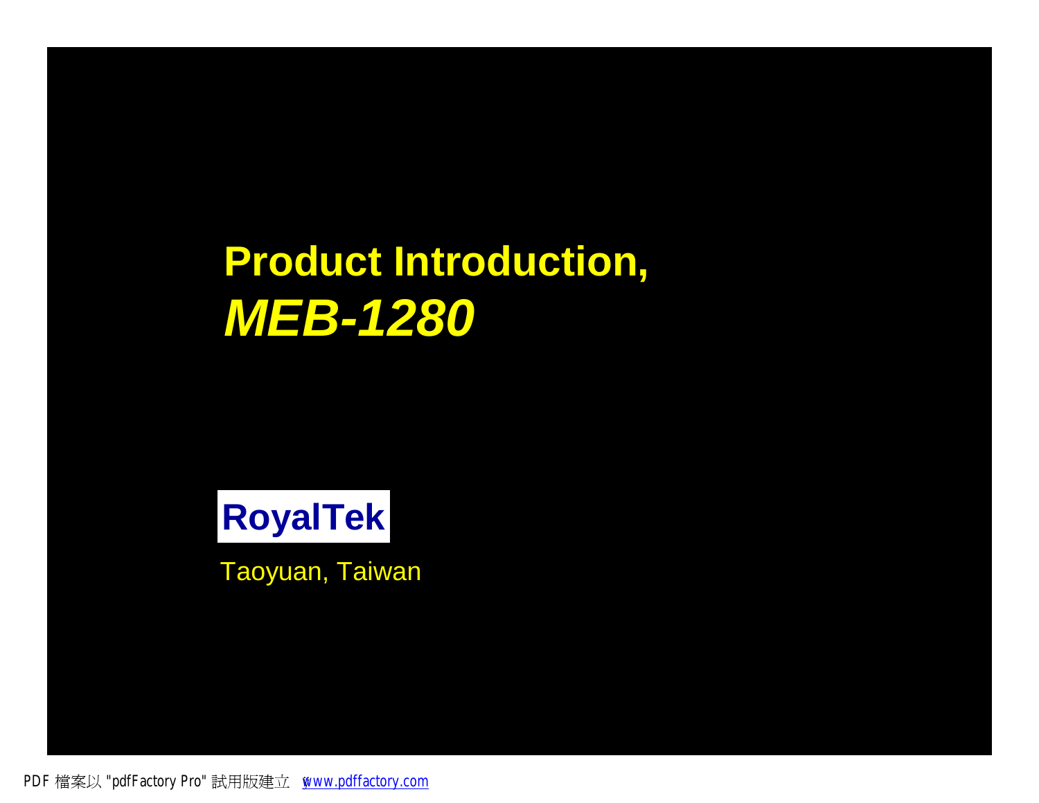# Product Introduction,
# *MEB-1280*

**RoyalTek**

Taoyuan, Taiwan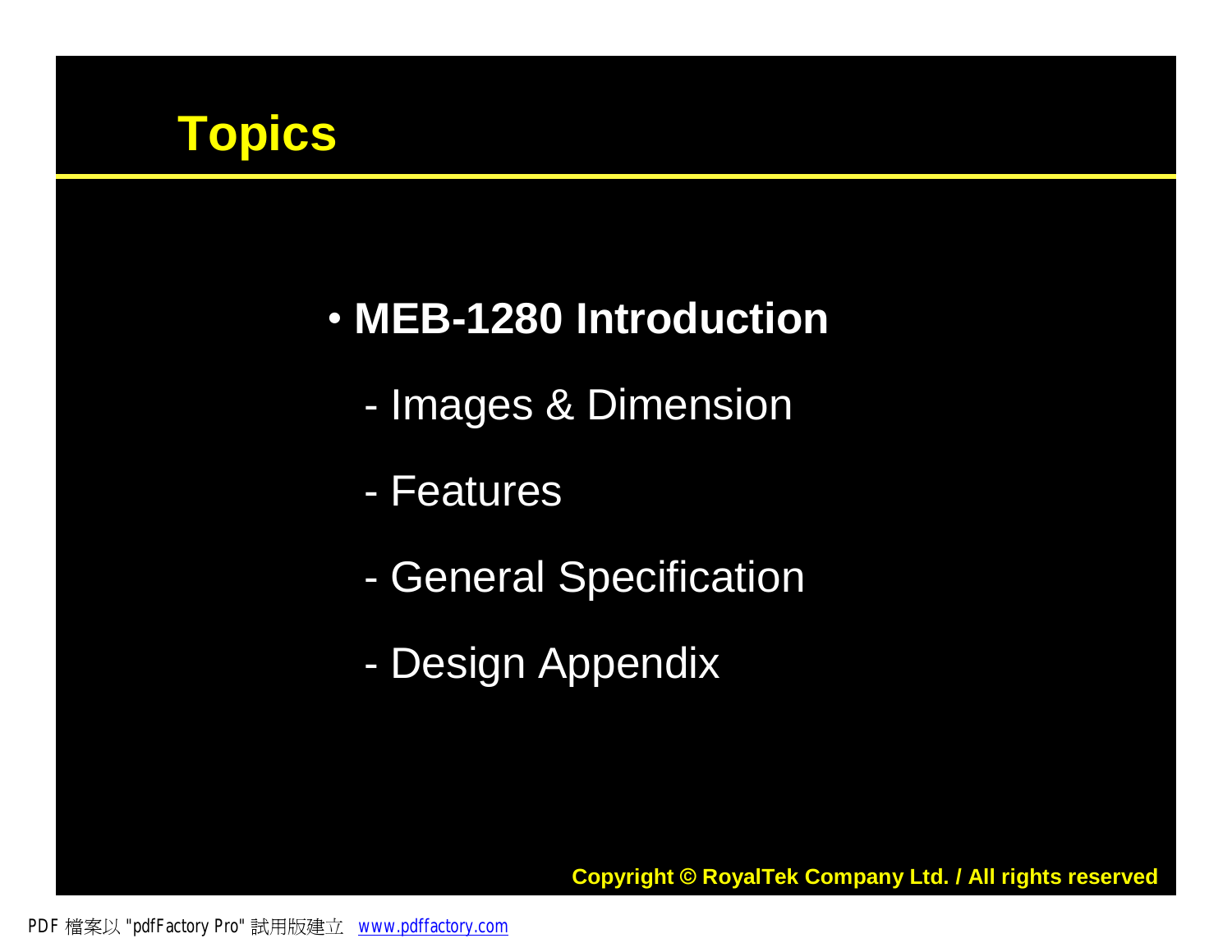# Topics

- **MEB-1280 Introduction**
  - Images & Dimension
  - Features
  - General Specification
  - Design Appendix

**Copyright © RoyalTek Company Ltd. / All rights reserved**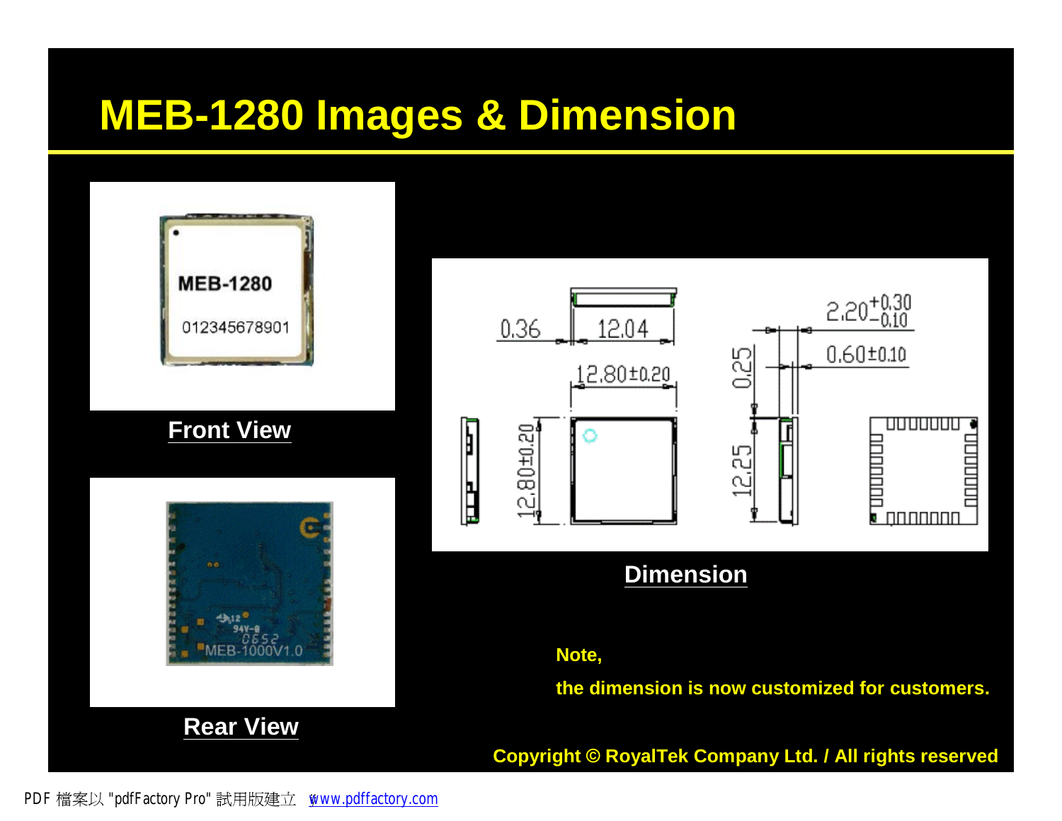# MEB-1280 Images & Dimension

Front View

Rear View

Dimension

**Note,**

**the dimension is now customized for customers.**

**Copyright © RoyalTek Company Ltd. / All rights reserved**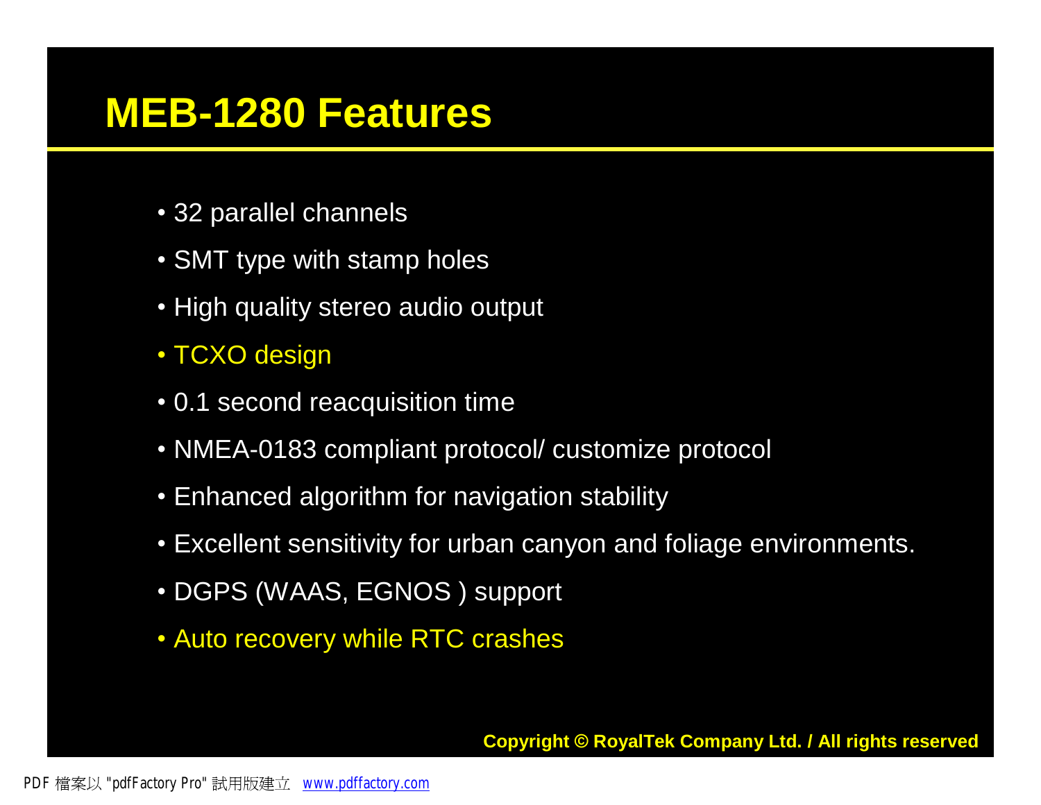# MEB-1280 Features

- 32 parallel channels
- SMT type with stamp holes
- High quality stereo audio output
- TCXO design
- 0.1 second reacquisition time
- NMEA-0183 compliant protocol/ customize protocol
- Enhanced algorithm for navigation stability
- Excellent sensitivity for urban canyon and foliage environments.
- DGPS (WAAS, EGNOS ) support
- Auto recovery while RTC crashes

**Copyright © RoyalTek Company Ltd. / All rights reserved**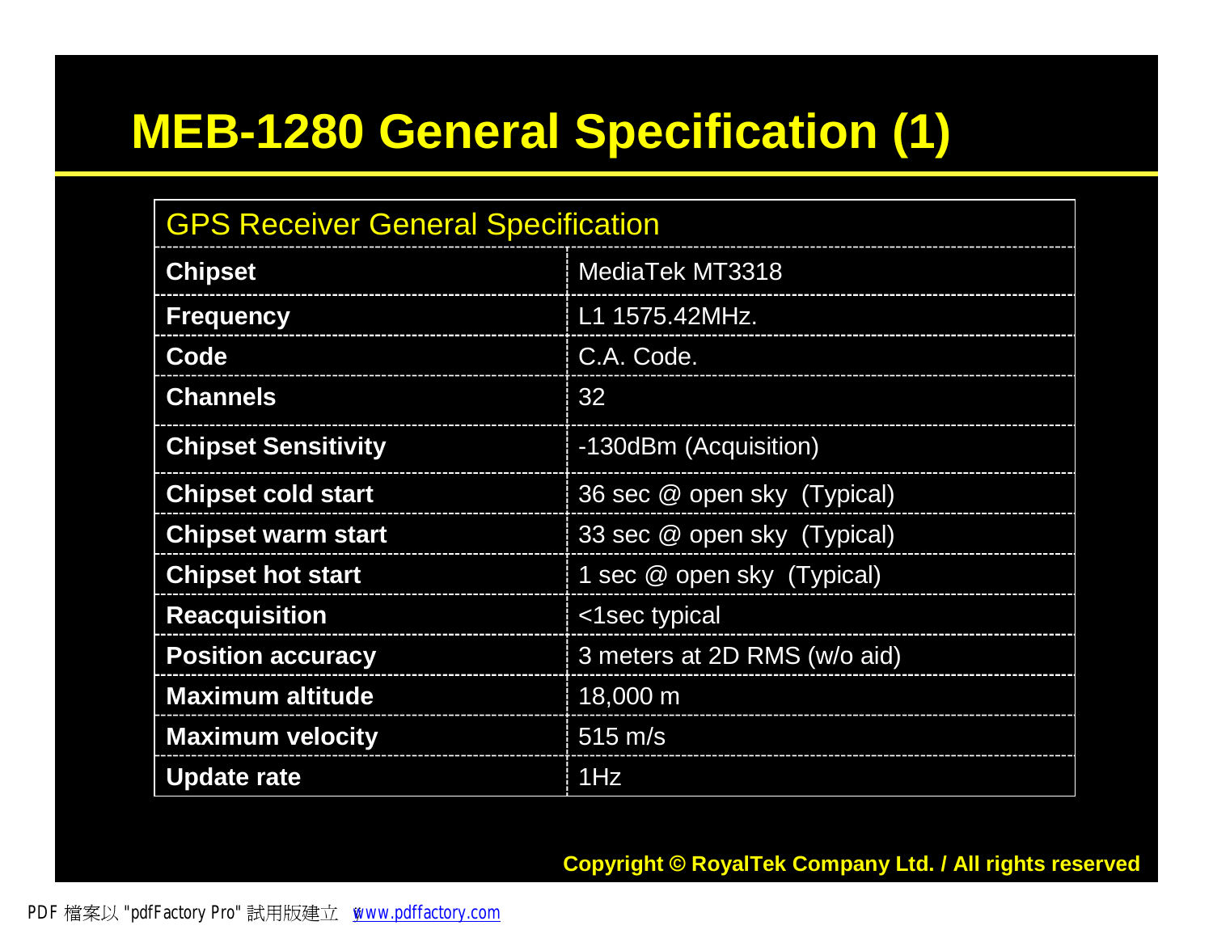# MEB-1280 General Specification (1)

| GPS Receiver General Specification | |
|---|---|
| **Chipset** | MediaTek MT3318 |
| **Frequency** | L1 1575.42MHz. |
| **Code** | C.A. Code. |
| **Channels** | 32 |
| **Chipset Sensitivity** | -130dBm (Acquisition) |
| **Chipset cold start** | 36 sec @ open sky (Typical) |
| **Chipset warm start** | 33 sec @ open sky (Typical) |
| **Chipset hot start** | 1 sec @ open sky (Typical) |
| **Reacquisition** | <1sec typical |
| **Position accuracy** | 3 meters at 2D RMS (w/o aid) |
| **Maximum altitude** | 18,000 m |
| **Maximum velocity** | 515 m/s |
| **Update rate** | 1Hz |

**Copyright © RoyalTek Company Ltd. / All rights reserved**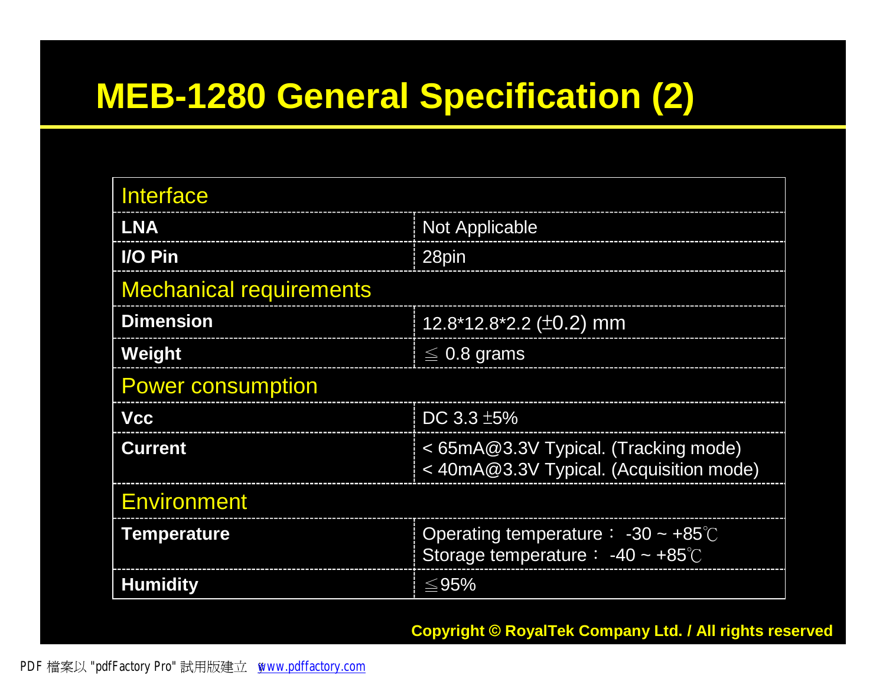# MEB-1280 General Specification (2)

| Interface | |
|---|---|
| **LNA** | Not Applicable |
| **I/O Pin** | 28pin |
| **Mechanical requirements** | |
| **Dimension** | 12.8*12.8*2.2 (±0.2) mm |
| **Weight** | ≦ 0.8 grams |
| **Power consumption** | |
| **Vcc** | DC 3.3 ±5% |
| **Current** | < 65mA@3.3V Typical. (Tracking mode)<br>< 40mA@3.3V Typical. (Acquisition mode) |
| **Environment** | |
| **Temperature** | Operating temperature： -30 ~ +85℃<br>Storage temperature： -40 ~ +85℃ |
| **Humidity** | ≦95% |

**Copyright © RoyalTek Company Ltd. / All rights reserved**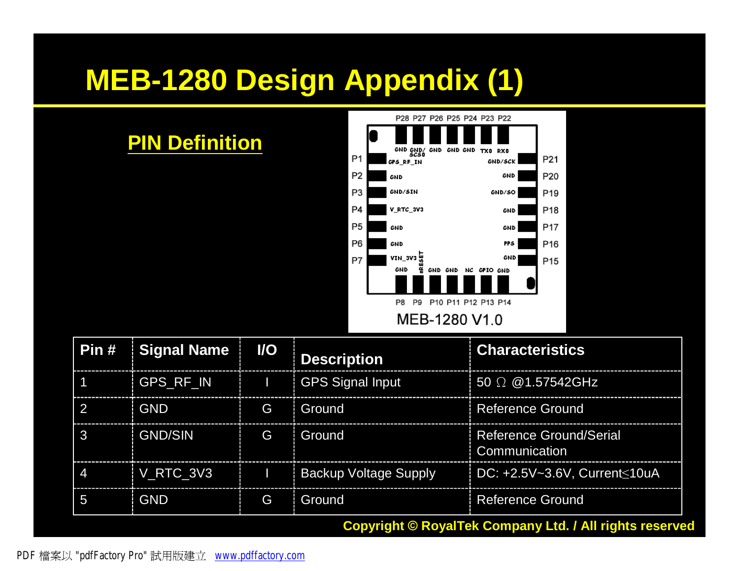# MEB-1280 Design Appendix (1)

## PIN Definition

| Pin # | Signal Name | I/O | Description | Characteristics |
|---|---|---|---|---|
| 1 | GPS_RF_IN | I | GPS Signal Input | 50 Ω @1.57542GHz |
| 2 | GND | G | Ground | Reference Ground |
| 3 | GND/SIN | G | Ground | Reference Ground/Serial Communication |
| 4 | V_RTC_3V3 | I | Backup Voltage Supply | DC: +2.5V~3.6V, Current≦10uA |
| 5 | GND | G | Ground | Reference Ground |

Copyright © RoyalTek Company Ltd. / All rights reserved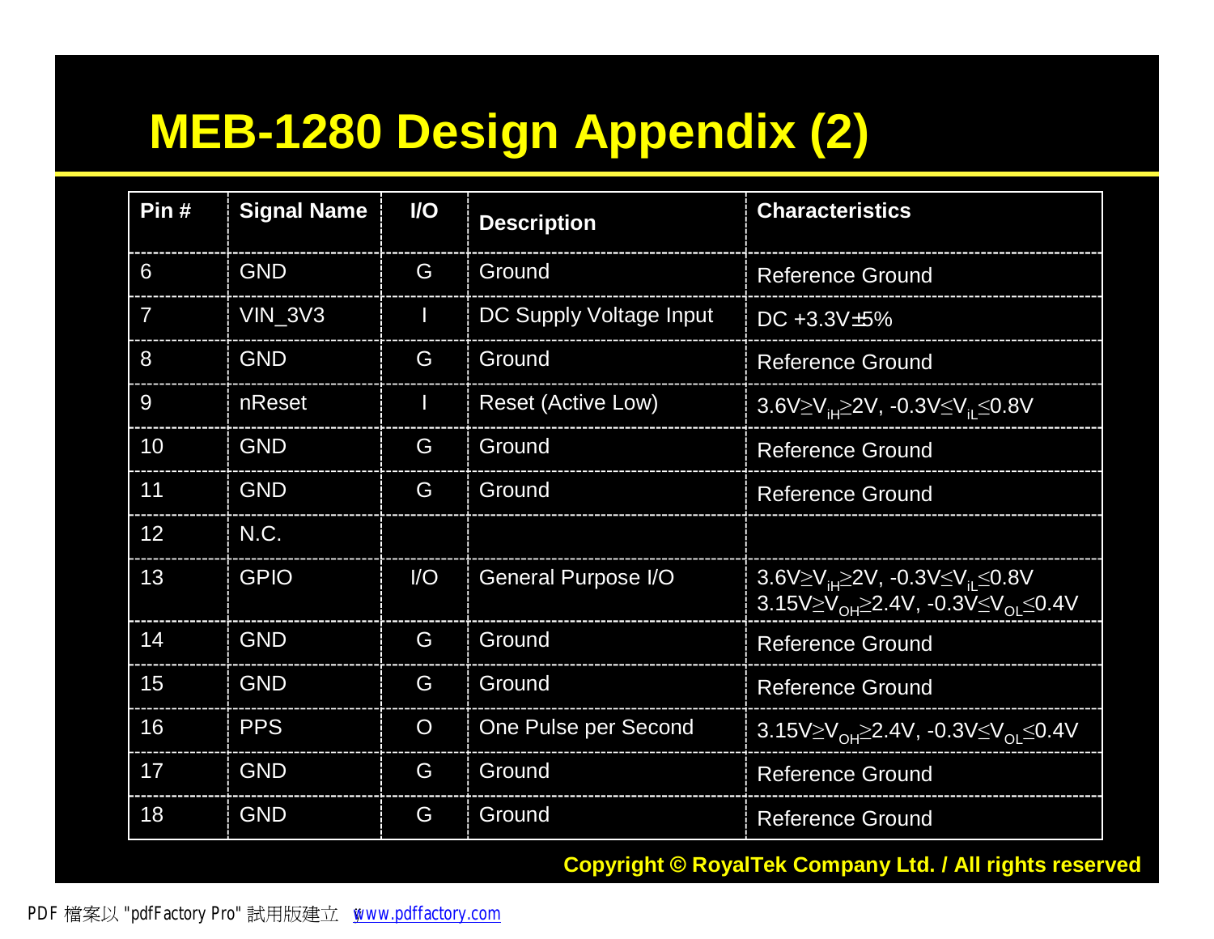# MEB-1280 Design Appendix (2)

| Pin # | Signal Name | I/O | Description | Characteristics |
|---|---|---|---|---|
| 6 | GND | G | Ground | Reference Ground |
| 7 | VIN_3V3 | I | DC Supply Voltage Input | DC +3.3V±5% |
| 8 | GND | G | Ground | Reference Ground |
| 9 | nReset | I | Reset (Active Low) | $3.6V \geq V_{iH} \geq 2V$, $-0.3V \leq V_{iL} \leq 0.8V$ |
| 10 | GND | G | Ground | Reference Ground |
| 11 | GND | G | Ground | Reference Ground |
| 12 | N.C. | | | |
| 13 | GPIO | I/O | General Purpose I/O | $3.6V \geq V_{iH} \geq 2V$, $-0.3V \leq V_{iL} \leq 0.8V$<br>$3.15V \geq V_{OH} \geq 2.4V$, $-0.3V \leq V_{OL} \leq 0.4V$ |
| 14 | GND | G | Ground | Reference Ground |
| 15 | GND | G | Ground | Reference Ground |
| 16 | PPS | O | One Pulse per Second | $3.15V \geq V_{OH} \geq 2.4V$, $-0.3V \leq V_{OL} \leq 0.4V$ |
| 17 | GND | G | Ground | Reference Ground |
| 18 | GND | G | Ground | Reference Ground |

**Copyright © RoyalTek Company Ltd. / All rights reserved**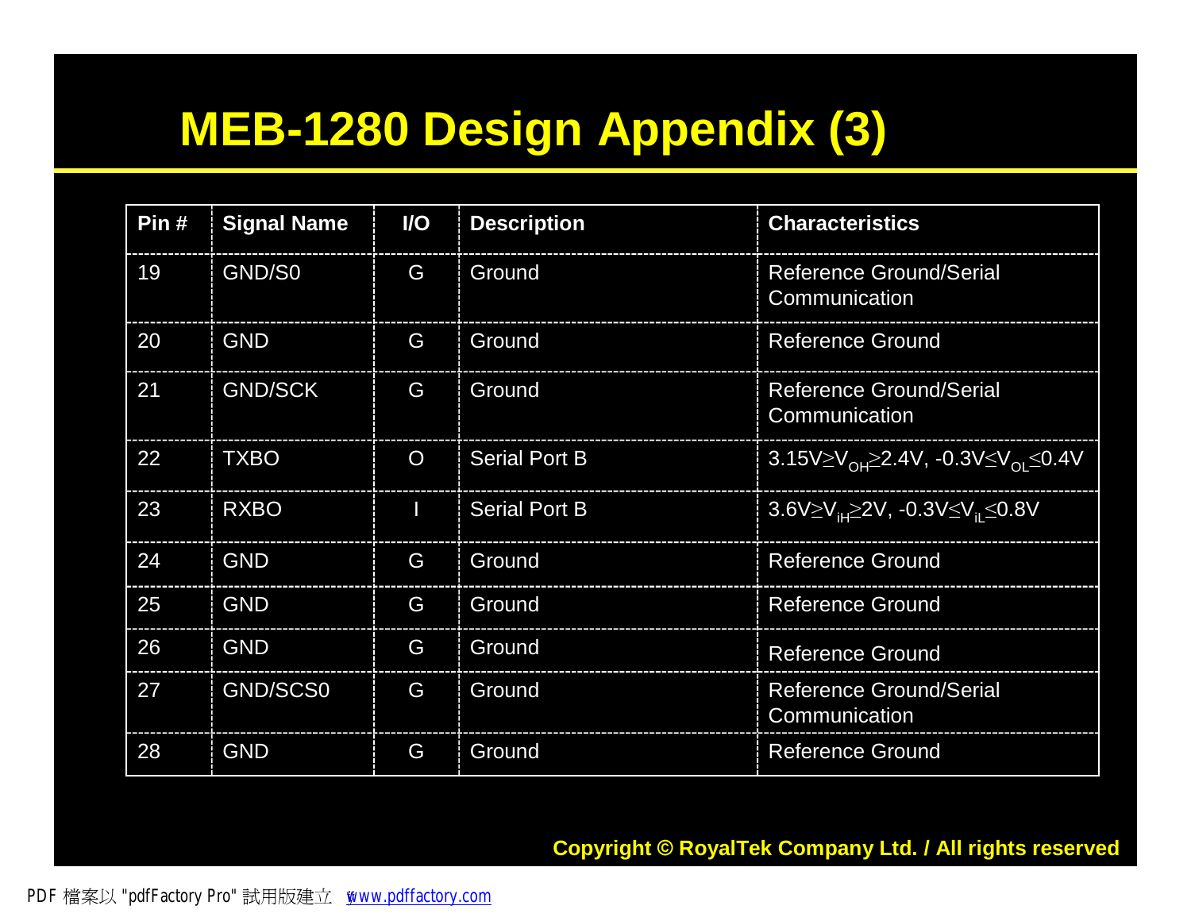# MEB-1280 Design Appendix (3)

| Pin # | Signal Name | I/O | Description | Characteristics |
|---|---|---|---|---|
| 19 | GND/S0 | G | Ground | Reference Ground/Serial Communication |
| 20 | GND | G | Ground | Reference Ground |
| 21 | GND/SCK | G | Ground | Reference Ground/Serial Communication |
| 22 | TXBO | O | Serial Port B | $3.15V \geq V_{OH} \geq 2.4V$, $-0.3V \leq V_{OL} \leq 0.4V$ |
| 23 | RXBO | I | Serial Port B | $3.6V \geq V_{iH} \geq 2V$, $-0.3V \leq V_{iL} \leq 0.8V$ |
| 24 | GND | G | Ground | Reference Ground |
| 25 | GND | G | Ground | Reference Ground |
| 26 | GND | G | Ground | Reference Ground |
| 27 | GND/SCS0 | G | Ground | Reference Ground/Serial Communication |
| 28 | GND | G | Ground | Reference Ground |

**Copyright © RoyalTek Company Ltd. / All rights reserved**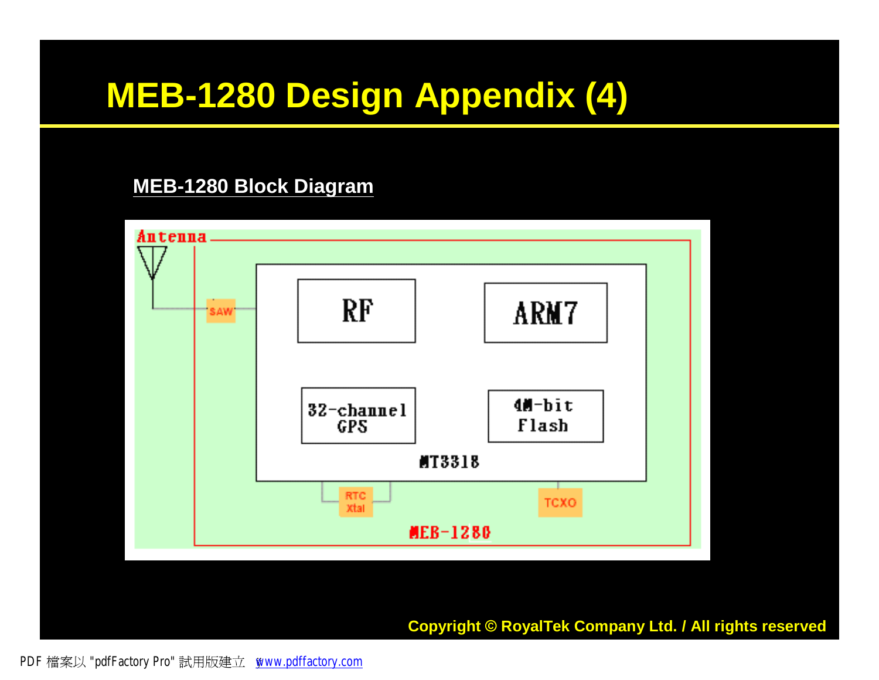# MEB-1280 Design Appendix (4)

## MEB-1280 Block Diagram

Antenna

SAW

RF

ARM7

32-channel GPS

4M-bit Flash

MT3318

RTC Xtal

TCXO

MEB-1280

Copyright © RoyalTek Company Ltd. / All rights reserved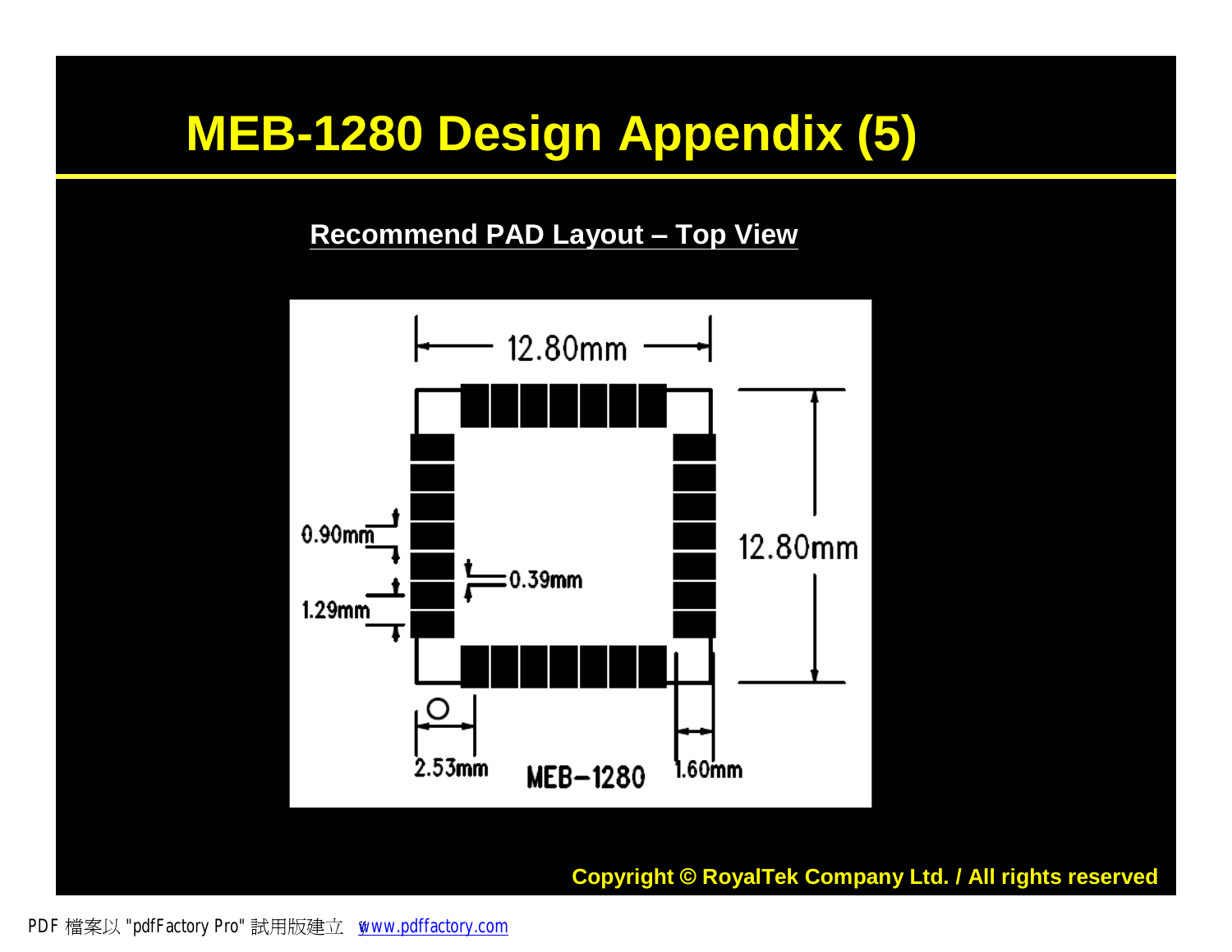# MEB-1280 Design Appendix (5)

**Recommend PAD Layout – Top View**

12.80mm

12.80mm

0.90mm

1.29mm

0.39mm

2.53mm

MEB-1280

1.60mm

Copyright © RoyalTek Company Ltd. / All rights reserved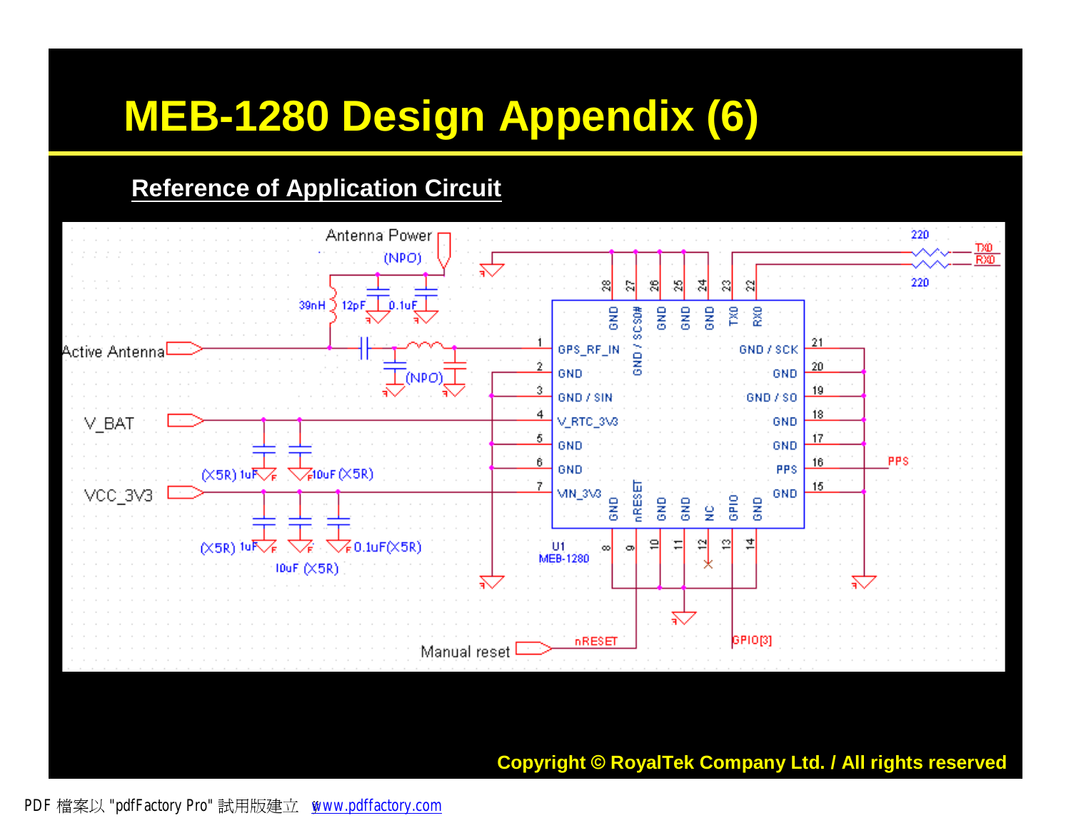# MEB-1280 Design Appendix (6)

## Reference of Application Circuit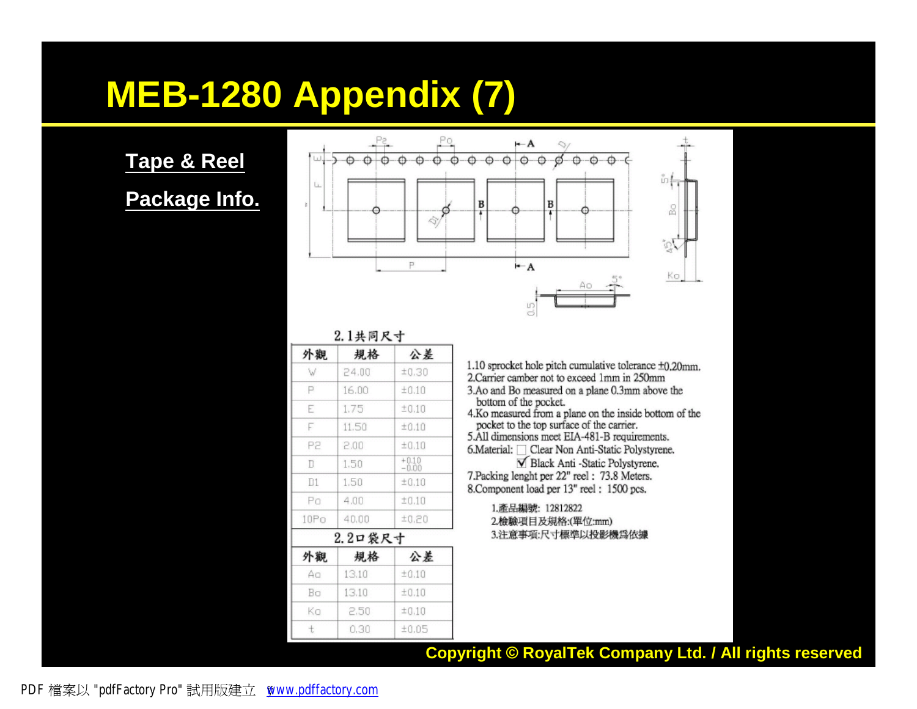# MEB-1280 Appendix (7)

**Tape & Reel**

**Package Info.**

2.1共同尺寸

| 外觀 | 規格 | 公差 |
|---|---|---|
| W | 24.00 | ±0.30 |
| P | 16.00 | ±0.10 |
| E | 1.75 | ±0.10 |
| F | 11.50 | ±0.10 |
| P2 | 2.00 | ±0.10 |
| D | 1.50 | +0.10 −0.00 |
| D1 | 1.50 | ±0.10 |
| Po | 4.00 | ±0.10 |
| 10Po | 40.00 | ±0.20 |

2.2口袋尺寸

| 外觀 | 規格 | 公差 |
|---|---|---|
| Ao | 13.10 | ±0.10 |
| Bo | 13.10 | ±0.10 |
| Ko | 2.50 | ±0.10 |
| t | 0.30 | ±0.05 |

1.10 sprocket hole pitch cumulative tolerance ±0.20mm.
2.Carrier camber not to exceed 1mm in 250mm
3.Ao and Bo measured on a plane 0.3mm above the bottom of the pocket.
4.Ko measured from a plane on the inside bottom of the pocket to the top surface of the carrier.
5.All dimensions meet EIA-481-B requirements.
6.Material: ☐ Clear Non Anti-Static Polystyrene.
☑ Black Anti -Static Polystyrene.
7.Packing lenght per 22" reel : 73.8 Meters.
8.Component load per 13" reel : 1500 pcs.

1.產品編號: 12812822
2.檢驗項目及規格:(單位:mm)
3.注意事項:尺寸標準以投影機為依據

Copyright © RoyalTek Company Ltd. / All rights reserved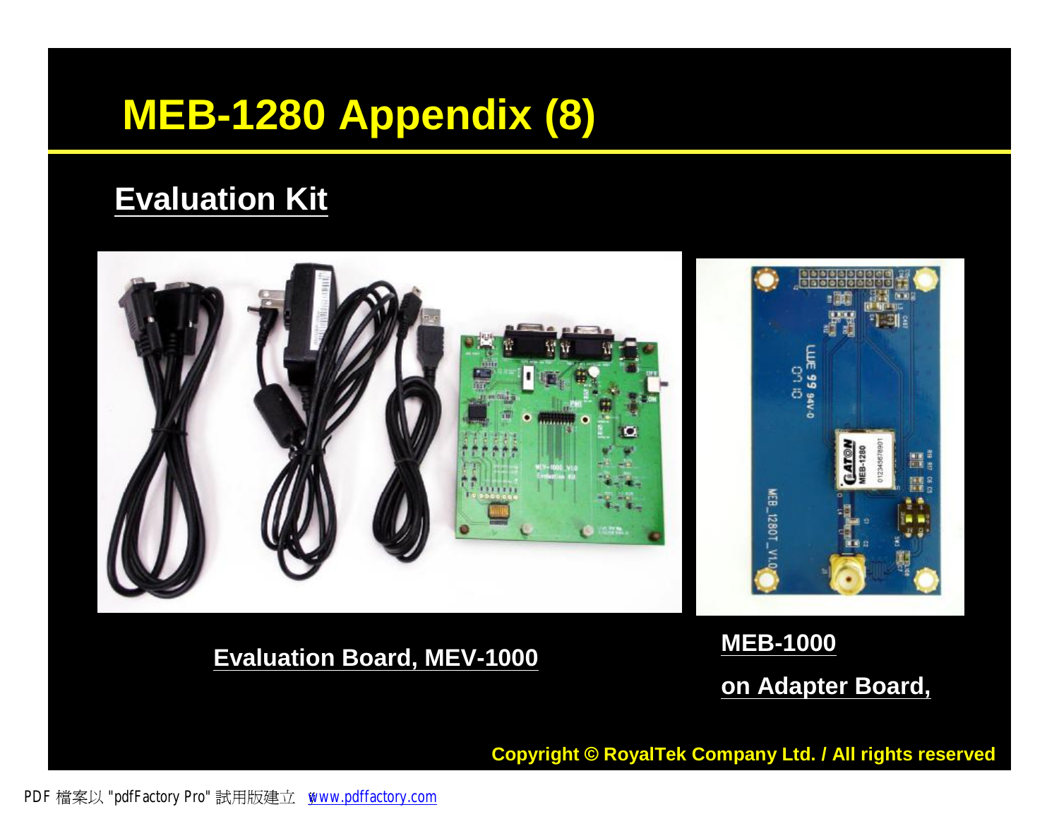# MEB-1280 Appendix (8)

## Evaluation Kit

Evaluation Board, MEV-1000

MEB-1000

on Adapter Board,

Copyright © RoyalTek Company Ltd. / All rights reserved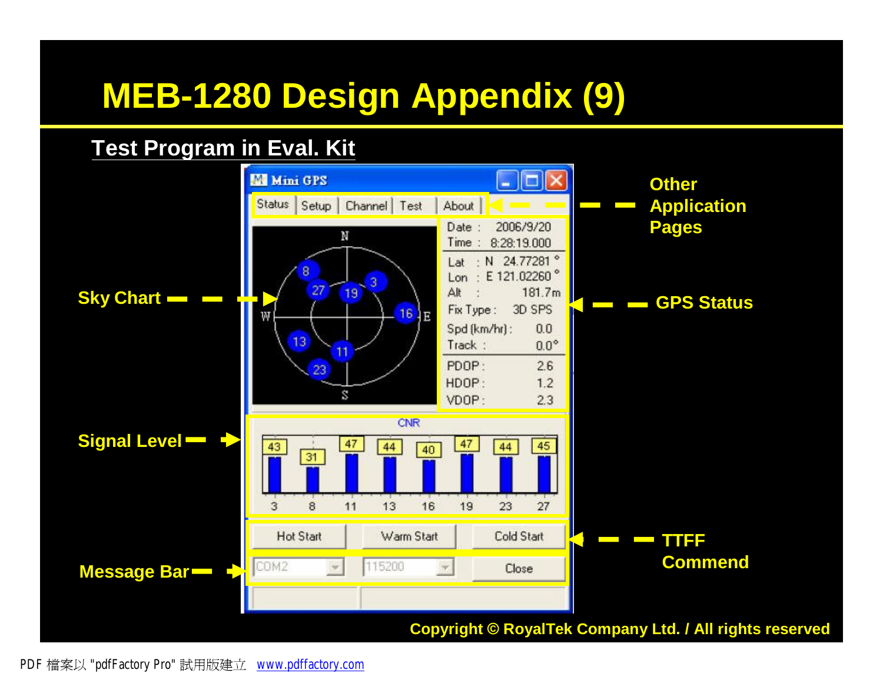# MEB-1280 Design Appendix (9)

## Test Program in Eval. Kit

Mini GPS

Status | Setup | Channel | Test | About

Other Application Pages

Sky Chart

N
W
E
S
8
27
19
3
16
13
11
23

Date : 2006/9/20
Time : 8:28:19.000
Lat : N 24.77281 °
Lon : E 121.02260 °
Alt : 181.7m
Fix Type : 3D SPS
Spd (km/hr) : 0.0
Track : 0.0°
PDOP : 2.6
HDOP : 1.2
VDOP : 2.3

GPS Status

Signal Level

CNR

43 31 47 44 40 47 44 45

3 8 11 13 16 19 23 27

Hot Start | Warm Start | Cold Start

TTFF Commend

Message Bar

COM2 | 115200 | Close

Copyright © RoyalTek Company Ltd. / All rights reserved